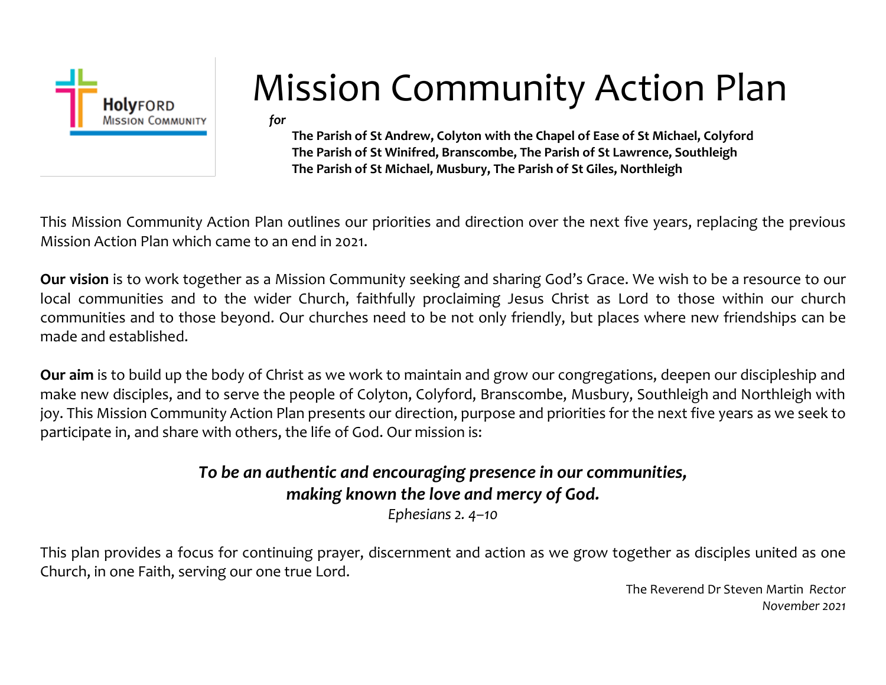HolyFORD MISSION COMMUNITY

# Mission Community Action Plan

*for*

**The Parish of St Andrew, Colyton with the Chapel of Ease of St Michael, Colyford**
**The Parish of St Winifred, Branscombe, The Parish of St Lawrence, Southleigh**
**The Parish of St Michael, Musbury, The Parish of St Giles, Northleigh**

This Mission Community Action Plan outlines our priorities and direction over the next five years, replacing the previous Mission Action Plan which came to an end in 2021.

**Our vision** is to work together as a Mission Community seeking and sharing God's Grace. We wish to be a resource to our local communities and to the wider Church, faithfully proclaiming Jesus Christ as Lord to those within our church communities and to those beyond. Our churches need to be not only friendly, but places where new friendships can be made and established.

**Our aim** is to build up the body of Christ as we work to maintain and grow our congregations, deepen our discipleship and make new disciples, and to serve the people of Colyton, Colyford, Branscombe, Musbury, Southleigh and Northleigh with joy. This Mission Community Action Plan presents our direction, purpose and priorities for the next five years as we seek to participate in, and share with others, the life of God. Our mission is:

***To be an authentic and encouraging presence in our communities,***
***making known the love and mercy of God.***
*Ephesians 2. 4–10*

This plan provides a focus for continuing prayer, discernment and action as we grow together as disciples united as one Church, in one Faith, serving our one true Lord.

The Reverend Dr Steven Martin *Rector*
*November 2021*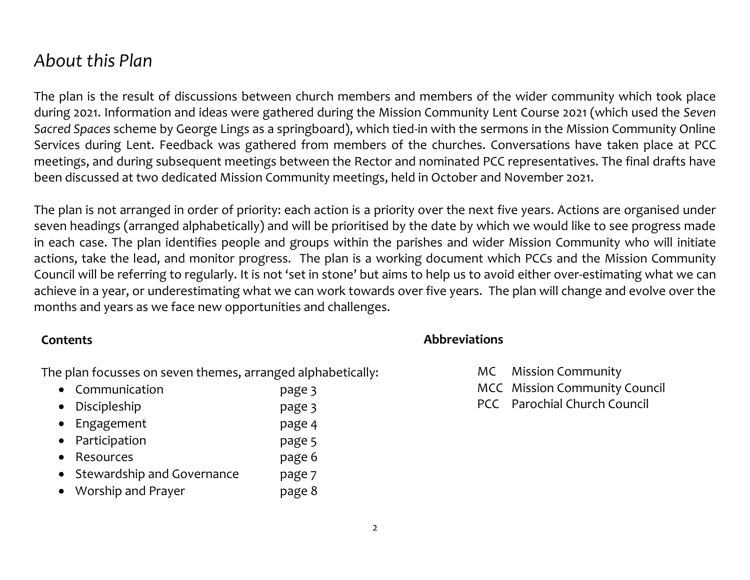# *About this Plan*

The plan is the result of discussions between church members and members of the wider community which took place during 2021. Information and ideas were gathered during the Mission Community Lent Course 2021 (which used the *Seven Sacred Spaces* scheme by George Lings as a springboard), which tied-in with the sermons in the Mission Community Online Services during Lent. Feedback was gathered from members of the churches. Conversations have taken place at PCC meetings, and during subsequent meetings between the Rector and nominated PCC representatives. The final drafts have been discussed at two dedicated Mission Community meetings, held in October and November 2021.

The plan is not arranged in order of priority: each action is a priority over the next five years. Actions are organised under seven headings (arranged alphabetically) and will be prioritised by the date by which we would like to see progress made in each case. The plan identifies people and groups within the parishes and wider Mission Community who will initiate actions, take the lead, and monitor progress. The plan is a working document which PCCs and the Mission Community Council will be referring to regularly. It is not 'set in stone' but aims to help us to avoid either over-estimating what we can achieve in a year, or underestimating what we can work towards over five years. The plan will change and evolve over the months and years as we face new opportunities and challenges.

**Contents**

The plan focusses on seven themes, arranged alphabetically:

- Communication page 3
- Discipleship page 3
- Engagement page 4
- Participation page 5
- Resources page 6
- Stewardship and Governance page 7
- Worship and Prayer page 8

**Abbreviations**

MC Mission Community
MCC Mission Community Council
PCC Parochial Church Council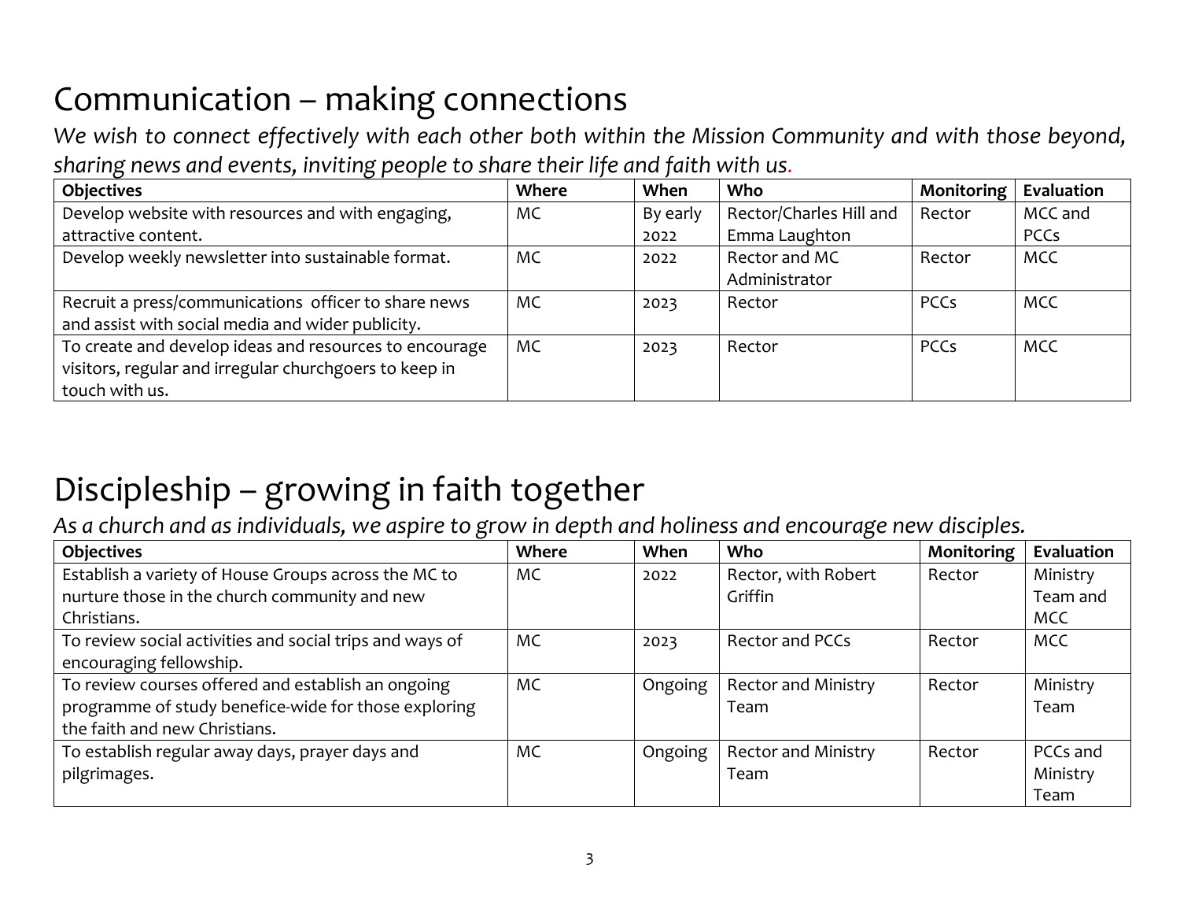# Communication – making connections

*We wish to connect effectively with each other both within the Mission Community and with those beyond, sharing news and events, inviting people to share their life and faith with us.*

| Objectives | Where | When | Who | Monitoring | Evaluation |
|---|---|---|---|---|---|
| Develop website with resources and with engaging, attractive content. | MC | By early 2022 | Rector/Charles Hill and Emma Laughton | Rector | MCC and PCCs |
| Develop weekly newsletter into sustainable format. | MC | 2022 | Rector and MC Administrator | Rector | MCC |
| Recruit a press/communications officer to share news and assist with social media and wider publicity. | MC | 2023 | Rector | PCCs | MCC |
| To create and develop ideas and resources to encourage visitors, regular and irregular churchgoers to keep in touch with us. | MC | 2023 | Rector | PCCs | MCC |

# Discipleship – growing in faith together

*As a church and as individuals, we aspire to grow in depth and holiness and encourage new disciples.*

| Objectives | Where | When | Who | Monitoring | Evaluation |
|---|---|---|---|---|---|
| Establish a variety of House Groups across the MC to nurture those in the church community and new Christians. | MC | 2022 | Rector, with Robert Griffin | Rector | Ministry Team and MCC |
| To review social activities and social trips and ways of encouraging fellowship. | MC | 2023 | Rector and PCCs | Rector | MCC |
| To review courses offered and establish an ongoing programme of study benefice-wide for those exploring the faith and new Christians. | MC | Ongoing | Rector and Ministry Team | Rector | Ministry Team |
| To establish regular away days, prayer days and pilgrimages. | MC | Ongoing | Rector and Ministry Team | Rector | PCCs and Ministry Team |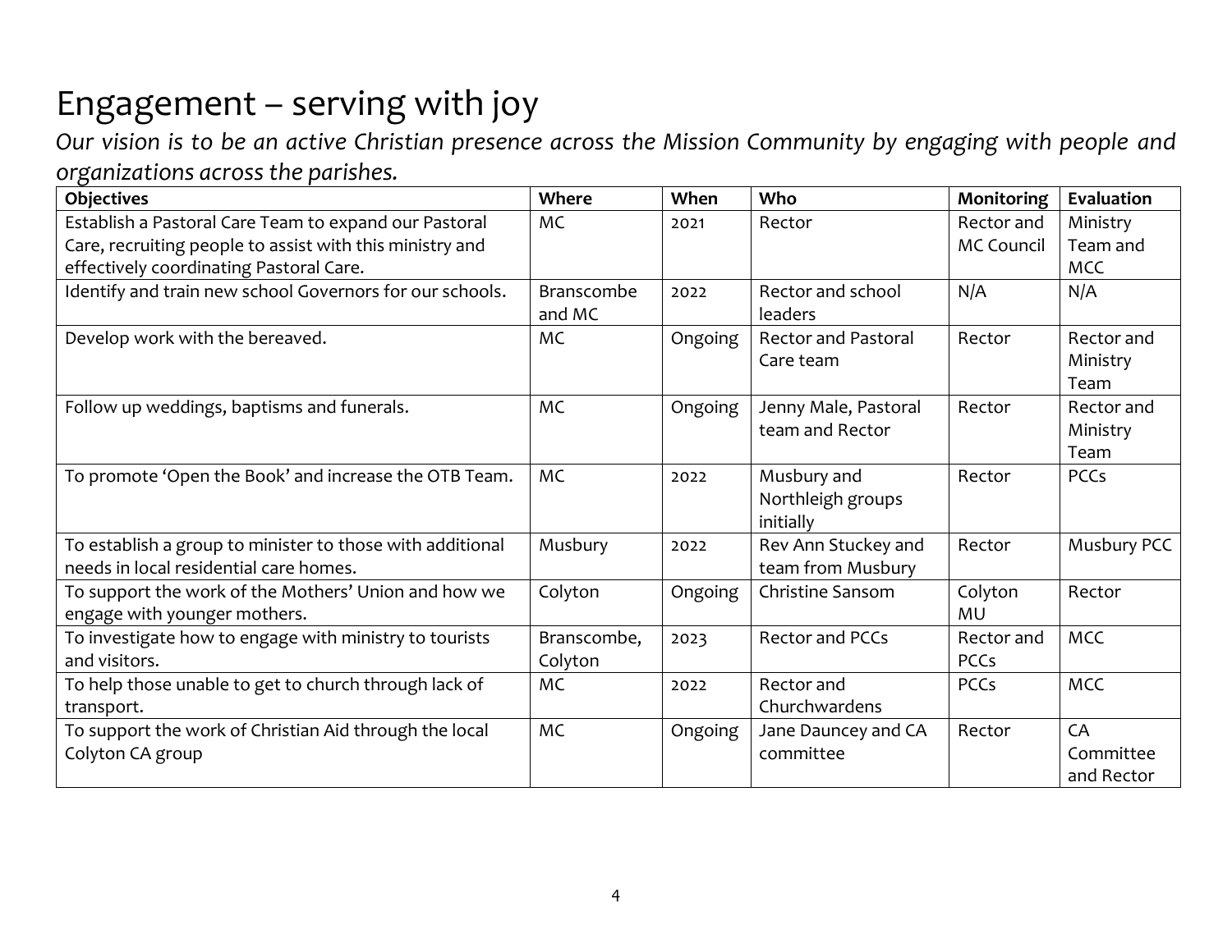# Engagement – serving with joy

*Our vision is to be an active Christian presence across the Mission Community by engaging with people and organizations across the parishes.*

| Objectives | Where | When | Who | Monitoring | Evaluation |
|---|---|---|---|---|---|
| Establish a Pastoral Care Team to expand our Pastoral Care, recruiting people to assist with this ministry and effectively coordinating Pastoral Care. | MC | 2021 | Rector | Rector and MC Council | Ministry Team and MCC |
| Identify and train new school Governors for our schools. | Branscombe and MC | 2022 | Rector and school leaders | N/A | N/A |
| Develop work with the bereaved. | MC | Ongoing | Rector and Pastoral Care team | Rector | Rector and Ministry Team |
| Follow up weddings, baptisms and funerals. | MC | Ongoing | Jenny Male, Pastoral team and Rector | Rector | Rector and Ministry Team |
| To promote 'Open the Book' and increase the OTB Team. | MC | 2022 | Musbury and Northleigh groups initially | Rector | PCCs |
| To establish a group to minister to those with additional needs in local residential care homes. | Musbury | 2022 | Rev Ann Stuckey and team from Musbury | Rector | Musbury PCC |
| To support the work of the Mothers' Union and how we engage with younger mothers. | Colyton | Ongoing | Christine Sansom | Colyton MU | Rector |
| To investigate how to engage with ministry to tourists and visitors. | Branscombe, Colyton | 2023 | Rector and PCCs | Rector and PCCs | MCC |
| To help those unable to get to church through lack of transport. | MC | 2022 | Rector and Churchwardens | PCCs | MCC |
| To support the work of Christian Aid through the local Colyton CA group | MC | Ongoing | Jane Dauncey and CA committee | Rector | CA Committee and Rector |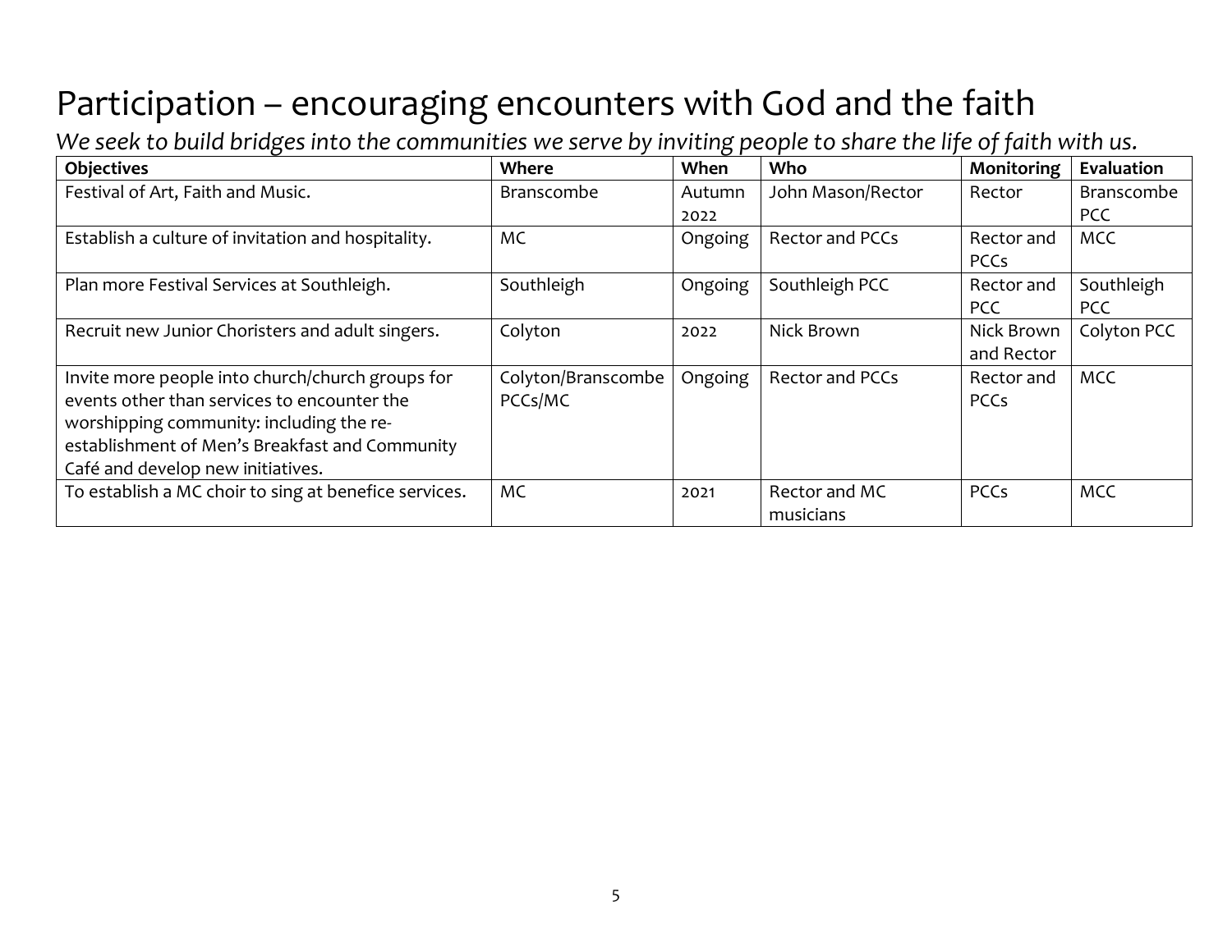# Participation – encouraging encounters with God and the faith

*We seek to build bridges into the communities we serve by inviting people to share the life of faith with us.*

| Objectives | Where | When | Who | Monitoring | Evaluation |
|---|---|---|---|---|---|
| Festival of Art, Faith and Music. | Branscombe | Autumn 2022 | John Mason/Rector | Rector | Branscombe PCC |
| Establish a culture of invitation and hospitality. | MC | Ongoing | Rector and PCCs | Rector and PCCs | MCC |
| Plan more Festival Services at Southleigh. | Southleigh | Ongoing | Southleigh PCC | Rector and PCC | Southleigh PCC |
| Recruit new Junior Choristers and adult singers. | Colyton | 2022 | Nick Brown | Nick Brown and Rector | Colyton PCC |
| Invite more people into church/church groups for events other than services to encounter the worshipping community: including the re-establishment of Men's Breakfast and Community Café and develop new initiatives. | Colyton/Branscombe PCCs/MC | Ongoing | Rector and PCCs | Rector and PCCs | MCC |
| To establish a MC choir to sing at benefice services. | MC | 2021 | Rector and MC musicians | PCCs | MCC |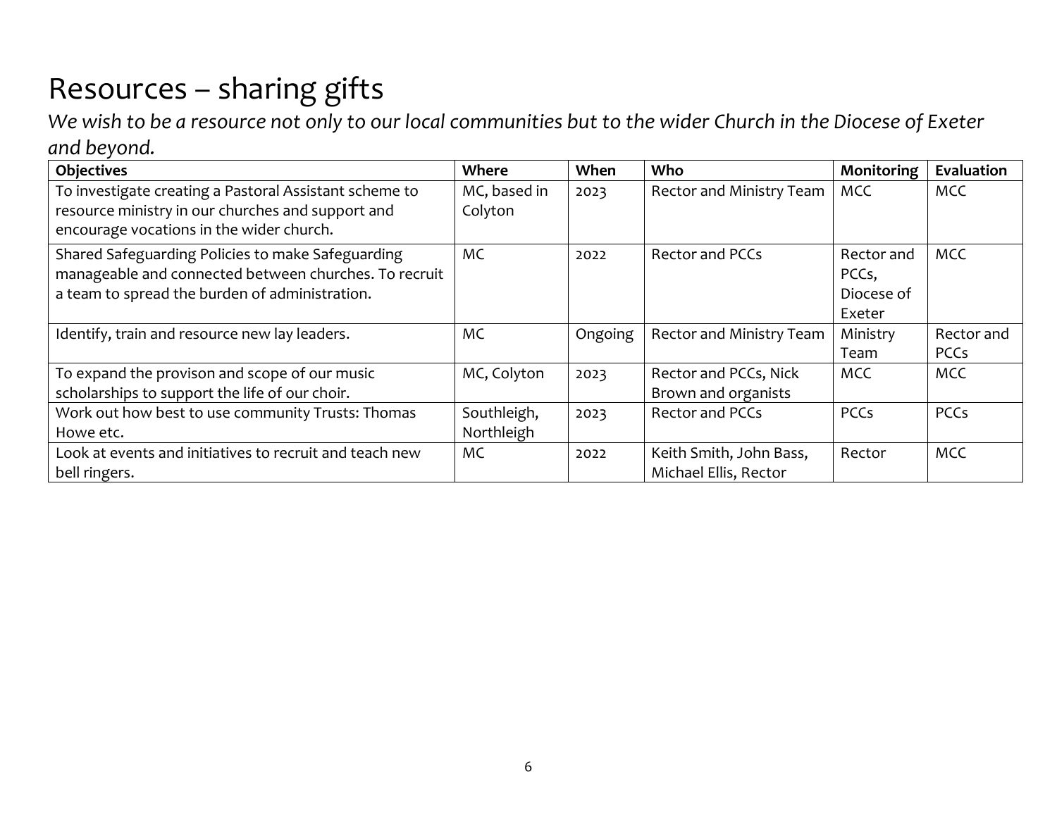# Resources – sharing gifts

*We wish to be a resource not only to our local communities but to the wider Church in the Diocese of Exeter and beyond.*

| Objectives | Where | When | Who | Monitoring | Evaluation |
|---|---|---|---|---|---|
| To investigate creating a Pastoral Assistant scheme to resource ministry in our churches and support and encourage vocations in the wider church. | MC, based in Colyton | 2023 | Rector and Ministry Team | MCC | MCC |
| Shared Safeguarding Policies to make Safeguarding manageable and connected between churches. To recruit a team to spread the burden of administration. | MC | 2022 | Rector and PCCs | Rector and PCCs, Diocese of Exeter | MCC |
| Identify, train and resource new lay leaders. | MC | Ongoing | Rector and Ministry Team | Ministry Team | Rector and PCCs |
| To expand the provison and scope of our music scholarships to support the life of our choir. | MC, Colyton | 2023 | Rector and PCCs, Nick Brown and organists | MCC | MCC |
| Work out how best to use community Trusts: Thomas Howe etc. | Southleigh, Northleigh | 2023 | Rector and PCCs | PCCs | PCCs |
| Look at events and initiatives to recruit and teach new bell ringers. | MC | 2022 | Keith Smith, John Bass, Michael Ellis, Rector | Rector | MCC |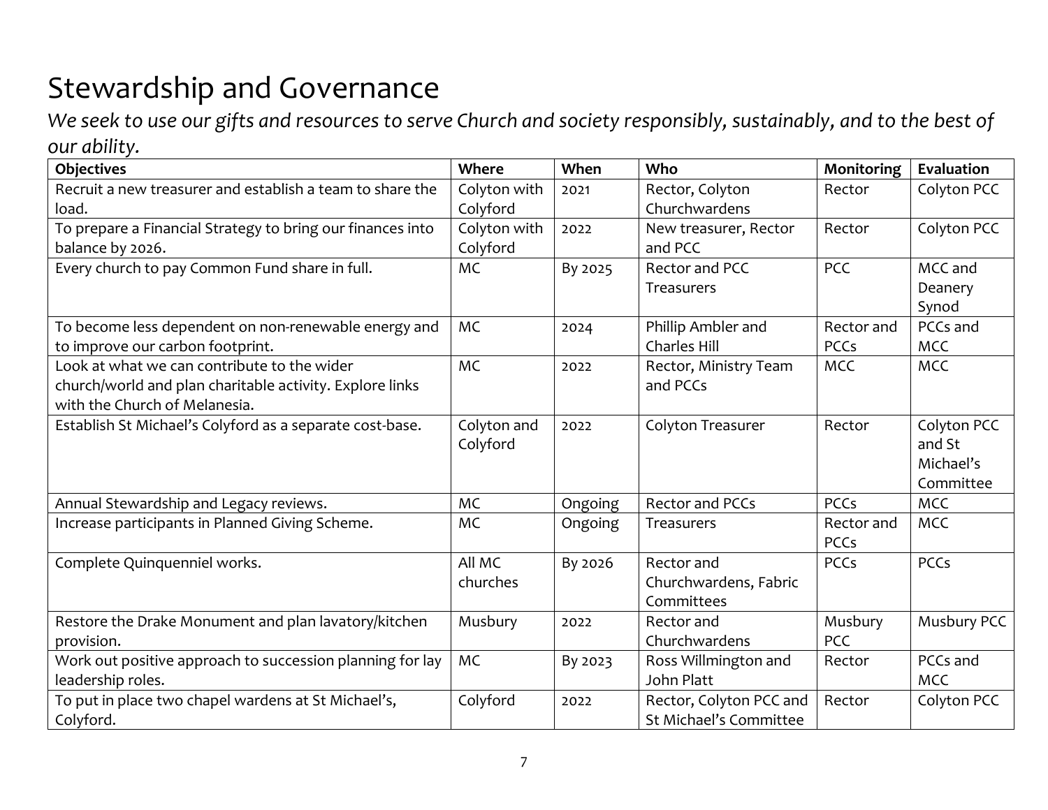# Stewardship and Governance

*We seek to use our gifts and resources to serve Church and society responsibly, sustainably, and to the best of our ability.*

| Objectives | Where | When | Who | Monitoring | Evaluation |
|---|---|---|---|---|---|
| Recruit a new treasurer and establish a team to share the load. | Colyton with Colyford | 2021 | Rector, Colyton Churchwardens | Rector | Colyton PCC |
| To prepare a Financial Strategy to bring our finances into balance by 2026. | Colyton with Colyford | 2022 | New treasurer, Rector and PCC | Rector | Colyton PCC |
| Every church to pay Common Fund share in full. | MC | By 2025 | Rector and PCC Treasurers | PCC | MCC and Deanery Synod |
| To become less dependent on non-renewable energy and to improve our carbon footprint. | MC | 2024 | Phillip Ambler and Charles Hill | Rector and PCCs | PCCs and MCC |
| Look at what we can contribute to the wider church/world and plan charitable activity. Explore links with the Church of Melanesia. | MC | 2022 | Rector, Ministry Team and PCCs | MCC | MCC |
| Establish St Michael's Colyford as a separate cost-base. | Colyton and Colyford | 2022 | Colyton Treasurer | Rector | Colyton PCC and St Michael's Committee |
| Annual Stewardship and Legacy reviews. | MC | Ongoing | Rector and PCCs | PCCs | MCC |
| Increase participants in Planned Giving Scheme. | MC | Ongoing | Treasurers | Rector and PCCs | MCC |
| Complete Quinquenniel works. | All MC churches | By 2026 | Rector and Churchwardens, Fabric Committees | PCCs | PCCs |
| Restore the Drake Monument and plan lavatory/kitchen provision. | Musbury | 2022 | Rector and Churchwardens | Musbury PCC | Musbury PCC |
| Work out positive approach to succession planning for lay leadership roles. | MC | By 2023 | Ross Willmington and John Platt | Rector | PCCs and MCC |
| To put in place two chapel wardens at St Michael's, Colyford. | Colyford | 2022 | Rector, Colyton PCC and St Michael's Committee | Rector | Colyton PCC |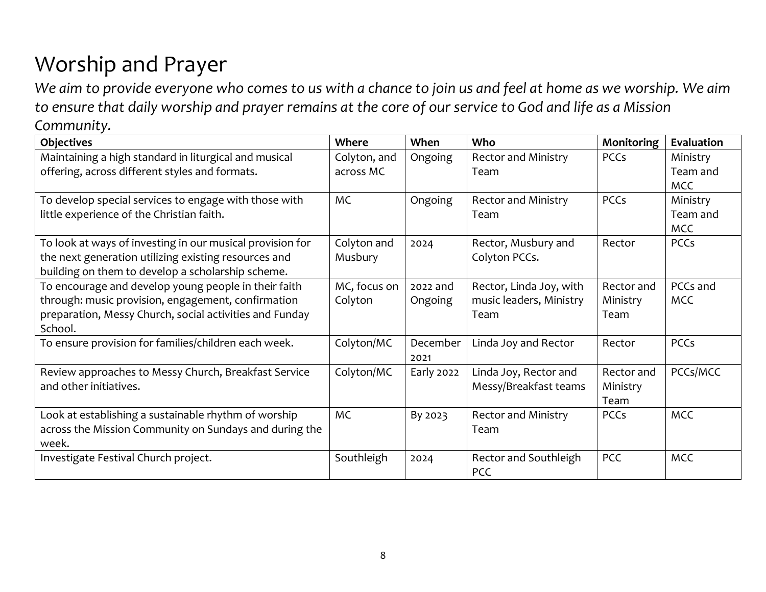# Worship and Prayer

*We aim to provide everyone who comes to us with a chance to join us and feel at home as we worship. We aim to ensure that daily worship and prayer remains at the core of our service to God and life as a Mission Community.*

| Objectives | Where | When | Who | Monitoring | Evaluation |
|---|---|---|---|---|---|
| Maintaining a high standard in liturgical and musical offering, across different styles and formats. | Colyton, and across MC | Ongoing | Rector and Ministry Team | PCCs | Ministry Team and MCC |
| To develop special services to engage with those with little experience of the Christian faith. | MC | Ongoing | Rector and Ministry Team | PCCs | Ministry Team and MCC |
| To look at ways of investing in our musical provision for the next generation utilizing existing resources and building on them to develop a scholarship scheme. | Colyton and Musbury | 2024 | Rector, Musbury and Colyton PCCs. | Rector | PCCs |
| To encourage and develop young people in their faith through: music provision, engagement, confirmation preparation, Messy Church, social activities and Funday School. | MC, focus on Colyton | 2022 and Ongoing | Rector, Linda Joy, with music leaders, Ministry Team | Rector and Ministry Team | PCCs and MCC |
| To ensure provision for families/children each week. | Colyton/MC | December 2021 | Linda Joy and Rector | Rector | PCCs |
| Review approaches to Messy Church, Breakfast Service and other initiatives. | Colyton/MC | Early 2022 | Linda Joy, Rector and Messy/Breakfast teams | Rector and Ministry Team | PCCs/MCC |
| Look at establishing a sustainable rhythm of worship across the Mission Community on Sundays and during the week. | MC | By 2023 | Rector and Ministry Team | PCCs | MCC |
| Investigate Festival Church project. | Southleigh | 2024 | Rector and Southleigh PCC | PCC | MCC |